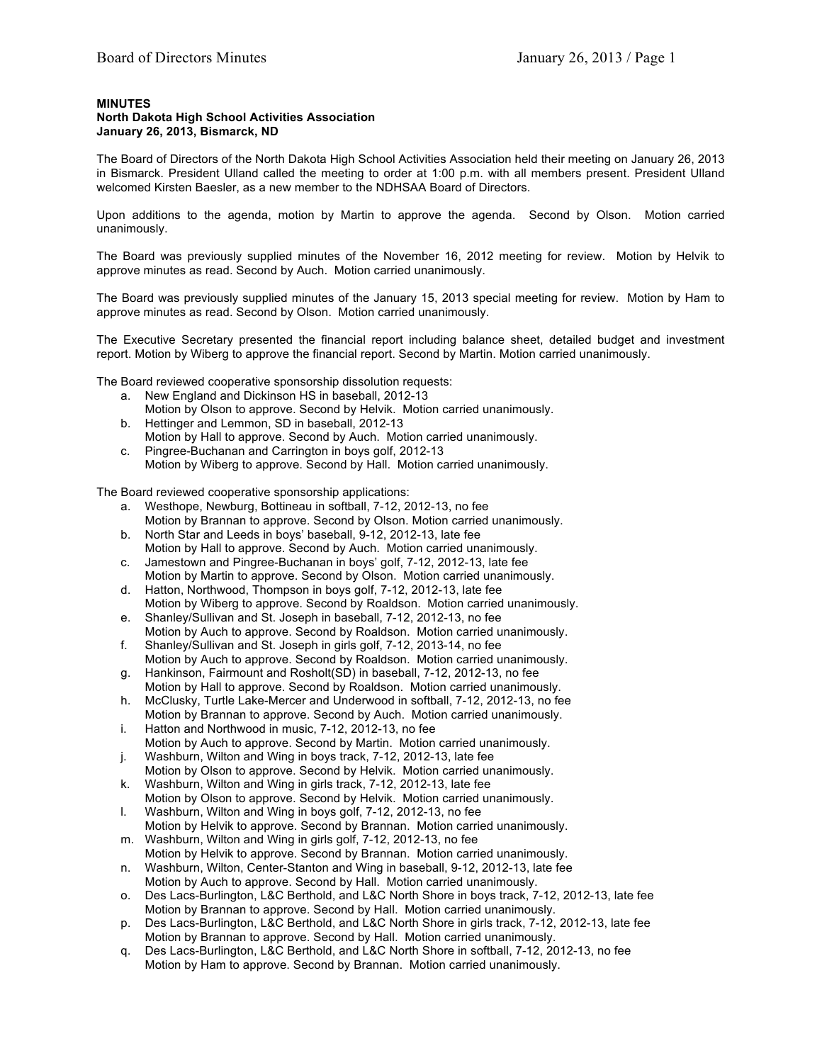**MINUTES**
**North Dakota High School Activities Association**
**January 26, 2013, Bismarck, ND**

The Board of Directors of the North Dakota High School Activities Association held their meeting on January 26, 2013 in Bismarck. President Ulland called the meeting to order at 1:00 p.m. with all members present. President Ulland welcomed Kirsten Baesler, as a new member to the NDHSAA Board of Directors.

Upon additions to the agenda, motion by Martin to approve the agenda. Second by Olson. Motion carried unanimously.

The Board was previously supplied minutes of the November 16, 2012 meeting for review. Motion by Helvik to approve minutes as read. Second by Auch. Motion carried unanimously.

The Board was previously supplied minutes of the January 15, 2013 special meeting for review. Motion by Ham to approve minutes as read. Second by Olson. Motion carried unanimously.

The Executive Secretary presented the financial report including balance sheet, detailed budget and investment report. Motion by Wiberg to approve the financial report. Second by Martin. Motion carried unanimously.

The Board reviewed cooperative sponsorship dissolution requests:

a. New England and Dickinson HS in baseball, 2012-13
   Motion by Olson to approve. Second by Helvik. Motion carried unanimously.
b. Hettinger and Lemmon, SD in baseball, 2012-13
   Motion by Hall to approve. Second by Auch. Motion carried unanimously.
c. Pingree-Buchanan and Carrington in boys golf, 2012-13
   Motion by Wiberg to approve. Second by Hall. Motion carried unanimously.

The Board reviewed cooperative sponsorship applications:

a. Westhope, Newburg, Bottineau in softball, 7-12, 2012-13, no fee
   Motion by Brannan to approve. Second by Olson. Motion carried unanimously.
b. North Star and Leeds in boys' baseball, 9-12, 2012-13, late fee
   Motion by Hall to approve. Second by Auch. Motion carried unanimously.
c. Jamestown and Pingree-Buchanan in boys' golf, 7-12, 2012-13, late fee
   Motion by Martin to approve. Second by Olson. Motion carried unanimously.
d. Hatton, Northwood, Thompson in boys golf, 7-12, 2012-13, late fee
   Motion by Wiberg to approve. Second by Roaldson. Motion carried unanimously.
e. Shanley/Sullivan and St. Joseph in baseball, 7-12, 2012-13, no fee
   Motion by Auch to approve. Second by Roaldson. Motion carried unanimously.
f. Shanley/Sullivan and St. Joseph in girls golf, 7-12, 2013-14, no fee
   Motion by Auch to approve. Second by Roaldson. Motion carried unanimously.
g. Hankinson, Fairmount and Rosholt(SD) in baseball, 7-12, 2012-13, no fee
   Motion by Hall to approve. Second by Roaldson. Motion carried unanimously.
h. McClusky, Turtle Lake-Mercer and Underwood in softball, 7-12, 2012-13, no fee
   Motion by Brannan to approve. Second by Auch. Motion carried unanimously.
i. Hatton and Northwood in music, 7-12, 2012-13, no fee
   Motion by Auch to approve. Second by Martin. Motion carried unanimously.
j. Washburn, Wilton and Wing in boys track, 7-12, 2012-13, late fee
   Motion by Olson to approve. Second by Helvik. Motion carried unanimously.
k. Washburn, Wilton and Wing in girls track, 7-12, 2012-13, late fee
   Motion by Olson to approve. Second by Helvik. Motion carried unanimously.
l. Washburn, Wilton and Wing in boys golf, 7-12, 2012-13, no fee
   Motion by Helvik to approve. Second by Brannan. Motion carried unanimously.
m. Washburn, Wilton and Wing in girls golf, 7-12, 2012-13, no fee
   Motion by Helvik to approve. Second by Brannan. Motion carried unanimously.
n. Washburn, Wilton, Center-Stanton and Wing in baseball, 9-12, 2012-13, late fee
   Motion by Auch to approve. Second by Hall. Motion carried unanimously.
o. Des Lacs-Burlington, L&C Berthold, and L&C North Shore in boys track, 7-12, 2012-13, late fee
   Motion by Brannan to approve. Second by Hall. Motion carried unanimously.
p. Des Lacs-Burlington, L&C Berthold, and L&C North Shore in girls track, 7-12, 2012-13, late fee
   Motion by Brannan to approve. Second by Hall. Motion carried unanimously.
q. Des Lacs-Burlington, L&C Berthold, and L&C North Shore in softball, 7-12, 2012-13, no fee
   Motion by Ham to approve. Second by Brannan. Motion carried unanimously.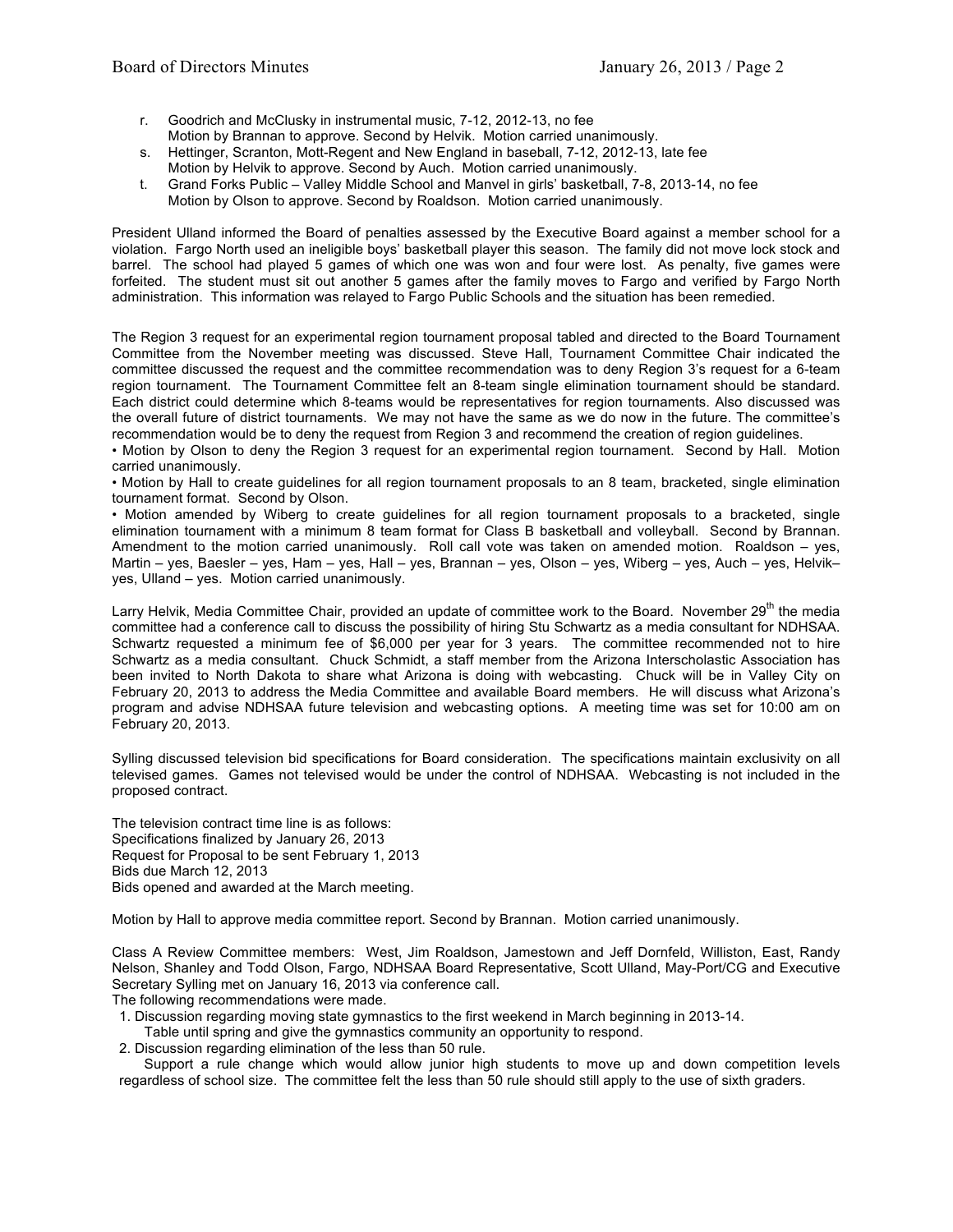r. Goodrich and McClusky in instrumental music, 7-12, 2012-13, no fee
   Motion by Brannan to approve. Second by Helvik. Motion carried unanimously.

s. Hettinger, Scranton, Mott-Regent and New England in baseball, 7-12, 2012-13, late fee
   Motion by Helvik to approve. Second by Auch. Motion carried unanimously.

t. Grand Forks Public – Valley Middle School and Manvel in girls' basketball, 7-8, 2013-14, no fee
   Motion by Olson to approve. Second by Roaldson. Motion carried unanimously.

President Ulland informed the Board of penalties assessed by the Executive Board against a member school for a violation. Fargo North used an ineligible boys' basketball player this season. The family did not move lock stock and barrel. The school had played 5 games of which one was won and four were lost. As penalty, five games were forfeited. The student must sit out another 5 games after the family moves to Fargo and verified by Fargo North administration. This information was relayed to Fargo Public Schools and the situation has been remedied.

The Region 3 request for an experimental region tournament proposal tabled and directed to the Board Tournament Committee from the November meeting was discussed. Steve Hall, Tournament Committee Chair indicated the committee discussed the request and the committee recommendation was to deny Region 3's request for a 6-team region tournament. The Tournament Committee felt an 8-team single elimination tournament should be standard. Each district could determine which 8-teams would be representatives for region tournaments. Also discussed was the overall future of district tournaments. We may not have the same as we do now in the future. The committee's recommendation would be to deny the request from Region 3 and recommend the creation of region guidelines.

• Motion by Olson to deny the Region 3 request for an experimental region tournament. Second by Hall. Motion carried unanimously.

• Motion by Hall to create guidelines for all region tournament proposals to an 8 team, bracketed, single elimination tournament format. Second by Olson.

• Motion amended by Wiberg to create guidelines for all region tournament proposals to a bracketed, single elimination tournament with a minimum 8 team format for Class B basketball and volleyball. Second by Brannan. Amendment to the motion carried unanimously. Roll call vote was taken on amended motion. Roaldson – yes, Martin – yes, Baesler – yes, Ham – yes, Hall – yes, Brannan – yes, Olson – yes, Wiberg – yes, Auch – yes, Helvik– yes, Ulland – yes. Motion carried unanimously.

Larry Helvik, Media Committee Chair, provided an update of committee work to the Board. November 29th the media committee had a conference call to discuss the possibility of hiring Stu Schwartz as a media consultant for NDHSAA. Schwartz requested a minimum fee of $6,000 per year for 3 years. The committee recommended not to hire Schwartz as a media consultant. Chuck Schmidt, a staff member from the Arizona Interscholastic Association has been invited to North Dakota to share what Arizona is doing with webcasting. Chuck will be in Valley City on February 20, 2013 to address the Media Committee and available Board members. He will discuss what Arizona's program and advise NDHSAA future television and webcasting options. A meeting time was set for 10:00 am on February 20, 2013.

Sylling discussed television bid specifications for Board consideration. The specifications maintain exclusivity on all televised games. Games not televised would be under the control of NDHSAA. Webcasting is not included in the proposed contract.

The television contract time line is as follows:
Specifications finalized by January 26, 2013
Request for Proposal to be sent February 1, 2013
Bids due March 12, 2013
Bids opened and awarded at the March meeting.

Motion by Hall to approve media committee report. Second by Brannan. Motion carried unanimously.

Class A Review Committee members: West, Jim Roaldson, Jamestown and Jeff Dornfeld, Williston, East, Randy Nelson, Shanley and Todd Olson, Fargo, NDHSAA Board Representative, Scott Ulland, May-Port/CG and Executive Secretary Sylling met on January 16, 2013 via conference call.
The following recommendations were made.

1. Discussion regarding moving state gymnastics to the first weekend in March beginning in 2013-14.
   Table until spring and give the gymnastics community an opportunity to respond.
2. Discussion regarding elimination of the less than 50 rule.
   Support a rule change which would allow junior high students to move up and down competition levels regardless of school size. The committee felt the less than 50 rule should still apply to the use of sixth graders.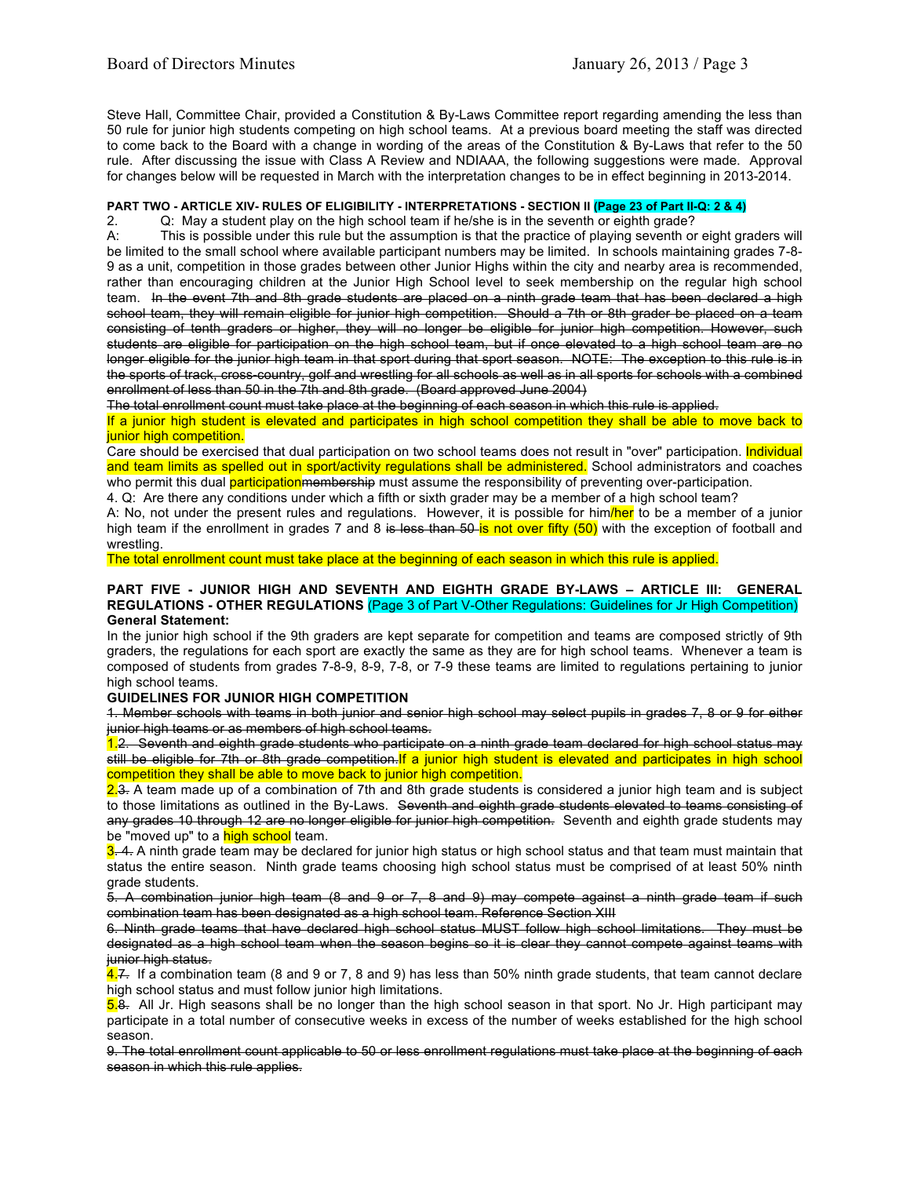Steve Hall, Committee Chair, provided a Constitution & By-Laws Committee report regarding amending the less than 50 rule for junior high students competing on high school teams. At a previous board meeting the staff was directed to come back to the Board with a change in wording of the areas of the Constitution & By-Laws that refer to the 50 rule. After discussing the issue with Class A Review and NDIAAA, the following suggestions were made. Approval for changes below will be requested in March with the interpretation changes to be in effect beginning in 2013-2014.

**PART TWO - ARTICLE XIV- RULES OF ELIGIBILITY - INTERPRETATIONS - SECTION II (Page 23 of Part II-Q: 2 & 4)**

2. Q: May a student play on the high school team if he/she is in the seventh or eighth grade?

A: This is possible under this rule but the assumption is that the practice of playing seventh or eight graders will be limited to the small school where available participant numbers may be limited. In schools maintaining grades 7-8-9 as a unit, competition in those grades between other Junior Highs within the city and nearby area is recommended, rather than encouraging children at the Junior High School level to seek membership on the regular high school team. ~~In the event 7th and 8th grade students are placed on a ninth grade team that has been declared a high school team, they will remain eligible for junior high competition. Should a 7th or 8th grader be placed on a team consisting of tenth graders or higher, they will no longer be eligible for junior high competition. However, such students are eligible for participation on the high school team, but if once elevated to a high school team are no longer eligible for the junior high team in that sport during that sport season. NOTE: The exception to this rule is in the sports of track, cross-country, golf and wrestling for all schools as well as in all sports for schools with a combined enrollment of less than 50 in the 7th and 8th grade. (Board approved June 2004)~~

~~The total enrollment count must take place at the beginning of each season in which this rule is applied.~~

If a junior high student is elevated and participates in high school competition they shall be able to move back to junior high competition.

Care should be exercised that dual participation on two school teams does not result in "over" participation. Individual and team limits as spelled out in sport/activity regulations shall be administered. School administrators and coaches who permit this dual participation~~membership~~ must assume the responsibility of preventing over-participation.

4. Q: Are there any conditions under which a fifth or sixth grader may be a member of a high school team?

A: No, not under the present rules and regulations. However, it is possible for him/her to be a member of a junior high team if the enrollment in grades 7 and 8 ~~is less than 50~~ is not over fifty (50) with the exception of football and wrestling.

The total enrollment count must take place at the beginning of each season in which this rule is applied.

**PART FIVE - JUNIOR HIGH AND SEVENTH AND EIGHTH GRADE BY-LAWS – ARTICLE III: GENERAL REGULATIONS - OTHER REGULATIONS** (Page 3 of Part V-Other Regulations: Guidelines for Jr High Competition)

**General Statement:**

In the junior high school if the 9th graders are kept separate for competition and teams are composed strictly of 9th graders, the regulations for each sport are exactly the same as they are for high school teams. Whenever a team is composed of students from grades 7-8-9, 8-9, 7-8, or 7-9 these teams are limited to regulations pertaining to junior high school teams.

**GUIDELINES FOR JUNIOR HIGH COMPETITION**

~~1. Member schools with teams in both junior and senior high school may select pupils in grades 7, 8 or 9 for either junior high teams or as members of high school teams.~~

1.~~2. Seventh and eighth grade students who participate on a ninth grade team declared for high school status may still be eligible for 7th or 8th grade competition.~~ If a junior high student is elevated and participates in high school competition they shall be able to move back to junior high competition.

2.~~3.~~ A team made up of a combination of 7th and 8th grade students is considered a junior high team and is subject to those limitations as outlined in the By-Laws. ~~Seventh and eighth grade students elevated to teams consisting of any grades 10 through 12 are no longer eligible for junior high competition.~~ Seventh and eighth grade students may be "moved up" to a high school team.

3.~~4.~~ A ninth grade team may be declared for junior high status or high school status and that team must maintain that status the entire season. Ninth grade teams choosing high school status must be comprised of at least 50% ninth grade students.

~~5. A combination junior high team (8 and 9 or 7, 8 and 9) may compete against a ninth grade team if such combination team has been designated as a high school team. Reference Section XIII~~

~~6. Ninth grade teams that have declared high school status MUST follow high school limitations. They must be designated as a high school team when the season begins so it is clear they cannot compete against teams with junior high status.~~

4.~~7.~~ If a combination team (8 and 9 or 7, 8 and 9) has less than 50% ninth grade students, that team cannot declare high school status and must follow junior high limitations.

5.~~8.~~ All Jr. High seasons shall be no longer than the high school season in that sport. No Jr. High participant may participate in a total number of consecutive weeks in excess of the number of weeks established for the high school season.

~~9. The total enrollment count applicable to 50 or less enrollment regulations must take place at the beginning of each season in which this rule applies.~~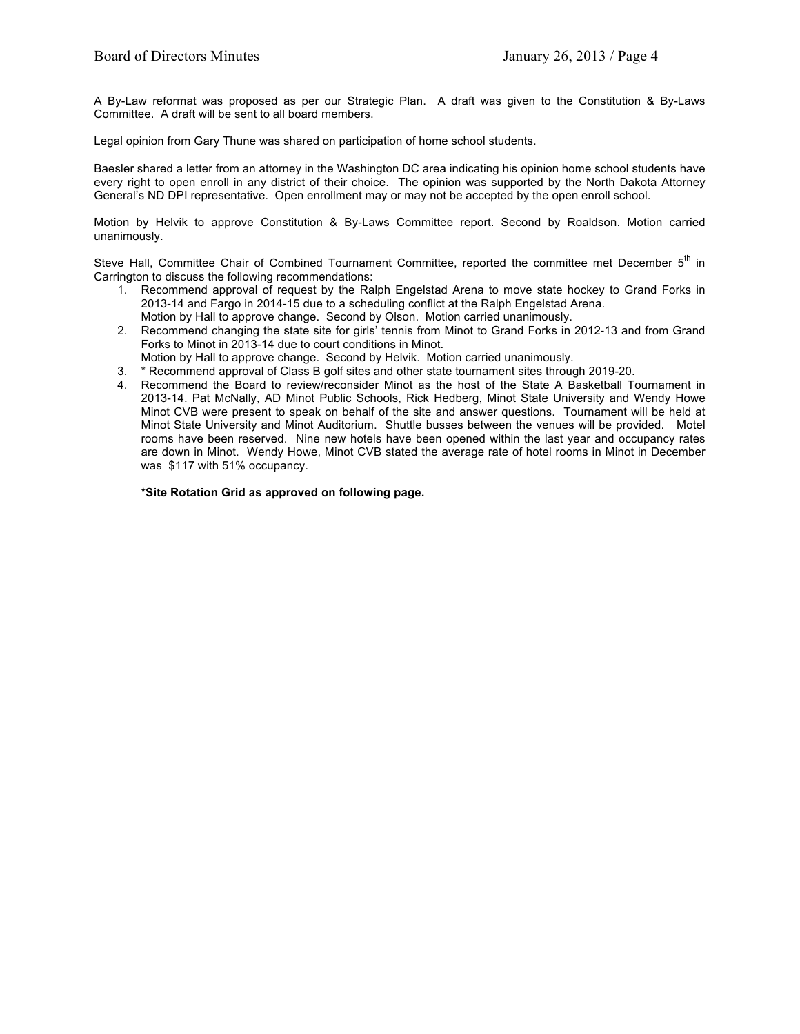A By-Law reformat was proposed as per our Strategic Plan. A draft was given to the Constitution & By-Laws Committee. A draft will be sent to all board members.

Legal opinion from Gary Thune was shared on participation of home school students.

Baesler shared a letter from an attorney in the Washington DC area indicating his opinion home school students have every right to open enroll in any district of their choice. The opinion was supported by the North Dakota Attorney General's ND DPI representative. Open enrollment may or may not be accepted by the open enroll school.

Motion by Helvik to approve Constitution & By-Laws Committee report. Second by Roaldson. Motion carried unanimously.

Steve Hall, Committee Chair of Combined Tournament Committee, reported the committee met December 5th in Carrington to discuss the following recommendations:

1. Recommend approval of request by the Ralph Engelstad Arena to move state hockey to Grand Forks in 2013-14 and Fargo in 2014-15 due to a scheduling conflict at the Ralph Engelstad Arena.
   Motion by Hall to approve change. Second by Olson. Motion carried unanimously.
2. Recommend changing the state site for girls' tennis from Minot to Grand Forks in 2012-13 and from Grand Forks to Minot in 2013-14 due to court conditions in Minot.
   Motion by Hall to approve change. Second by Helvik. Motion carried unanimously.
3. * Recommend approval of Class B golf sites and other state tournament sites through 2019-20.
4. Recommend the Board to review/reconsider Minot as the host of the State A Basketball Tournament in 2013-14. Pat McNally, AD Minot Public Schools, Rick Hedberg, Minot State University and Wendy Howe Minot CVB were present to speak on behalf of the site and answer questions. Tournament will be held at Minot State University and Minot Auditorium. Shuttle busses between the venues will be provided. Motel rooms have been reserved. Nine new hotels have been opened within the last year and occupancy rates are down in Minot. Wendy Howe, Minot CVB stated the average rate of hotel rooms in Minot in December was $117 with 51% occupancy.

   **\*Site Rotation Grid as approved on following page.**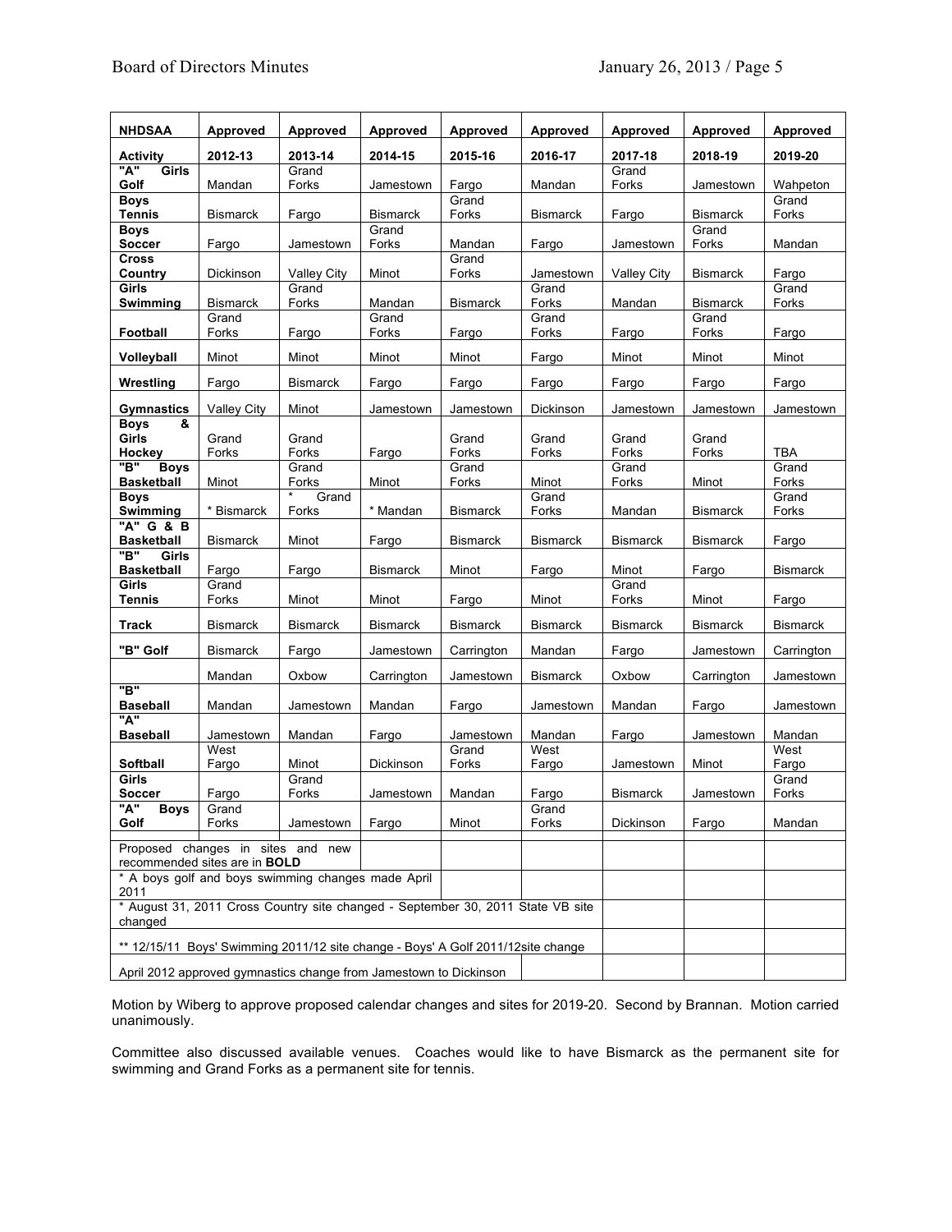| NHDSAA Activity | Approved 2012-13 | Approved 2013-14 | Approved 2014-15 | Approved 2015-16 | Approved 2016-17 | Approved 2017-18 | Approved 2018-19 | Approved 2019-20 |
|---|---|---|---|---|---|---|---|---|
| "A" Girls Golf | Mandan | Grand Forks | Jamestown | Fargo | Mandan | Grand Forks | Jamestown | Wahpeton |
| Boys Tennis | Bismarck | Fargo | Bismarck | Grand Forks | Bismarck | Fargo | Bismarck | Grand Forks |
| Boys Soccer | Fargo | Jamestown | Grand Forks | Mandan | Fargo | Jamestown | Grand Forks | Mandan |
| Cross Country | Dickinson | Valley City | Minot | Grand Forks | Jamestown | Valley City | Bismarck | Fargo |
| Girls Swimming | Bismarck | Grand Forks | Mandan | Bismarck | Grand Forks | Mandan | Bismarck | Grand Forks |
| Football | Grand Forks | Fargo | Grand Forks | Fargo | Grand Forks | Fargo | Grand Forks | Fargo |
| Volleyball | Minot | Minot | Minot | Minot | Fargo | Minot | Minot | Minot |
| Wrestling | Fargo | Bismarck | Fargo | Fargo | Fargo | Fargo | Fargo | Fargo |
| Gymnastics | Valley City | Minot | Jamestown | Jamestown | Dickinson | Jamestown | Jamestown | Jamestown |
| Boys & Girls Hockey | Grand Forks | Grand Forks | Fargo | Grand Forks | Grand Forks | Grand Forks | Grand Forks | TBA |
| "B" Boys Basketball | Minot | Grand Forks | Minot | Grand Forks | Minot | Grand Forks | Minot | Grand Forks |
| Boys Swimming | * Bismarck | * Grand Forks | * Mandan | Bismarck | Grand Forks | Mandan | Bismarck | Grand Forks |
| "A" G & B Basketball | Bismarck | Minot | Fargo | Bismarck | Bismarck | Bismarck | Bismarck | Fargo |
| "B" Girls Basketball | Fargo | Fargo | Bismarck | Minot | Fargo | Minot | Fargo | Bismarck |
| Girls Tennis | Grand Forks | Minot | Minot | Fargo | Minot | Grand Forks | Minot | Fargo |
| Track | Bismarck | Bismarck | Bismarck | Bismarck | Bismarck | Bismarck | Bismarck | Bismarck |
| "B" Golf | Bismarck | Fargo | Jamestown | Carrington | Mandan | Fargo | Jamestown | Carrington |
| | Mandan | Oxbow | Carrington | Jamestown | Bismarck | Oxbow | Carrington | Jamestown |
| "B" Baseball | Mandan | Jamestown | Mandan | Fargo | Jamestown | Mandan | Fargo | Jamestown |
| "A" Baseball | Jamestown | Mandan | Fargo | Jamestown | Mandan | Fargo | Jamestown | Mandan |
| Softball | West Fargo | Minot | Dickinson | Grand Forks | West Fargo | Jamestown | Minot | West Fargo |
| Girls Soccer | Fargo | Grand Forks | Jamestown | Mandan | Fargo | Bismarck | Jamestown | Grand Forks |
| "A" Boys Golf | Grand Forks | Jamestown | Fargo | Minot | Grand Forks | Dickinson | Fargo | Mandan |
| | | | | | | | | |
| Proposed changes in sites and new recommended sites are in **BOLD** | | | | | | | | |
| * A boys golf and boys swimming changes made April 2011 | | | | | | | | |
| * August 31, 2011 Cross Country site changed - September 30, 2011 State VB site changed | | | | | | | | |
| ** 12/15/11 Boys' Swimming 2011/12 site change - Boys' A Golf 2011/12site change | | | | | | | | |
| April 2012 approved gymnastics change from Jamestown to Dickinson | | | | | | | | |

Motion by Wiberg to approve proposed calendar changes and sites for 2019-20. Second by Brannan. Motion carried unanimously.

Committee also discussed available venues. Coaches would like to have Bismarck as the permanent site for swimming and Grand Forks as a permanent site for tennis.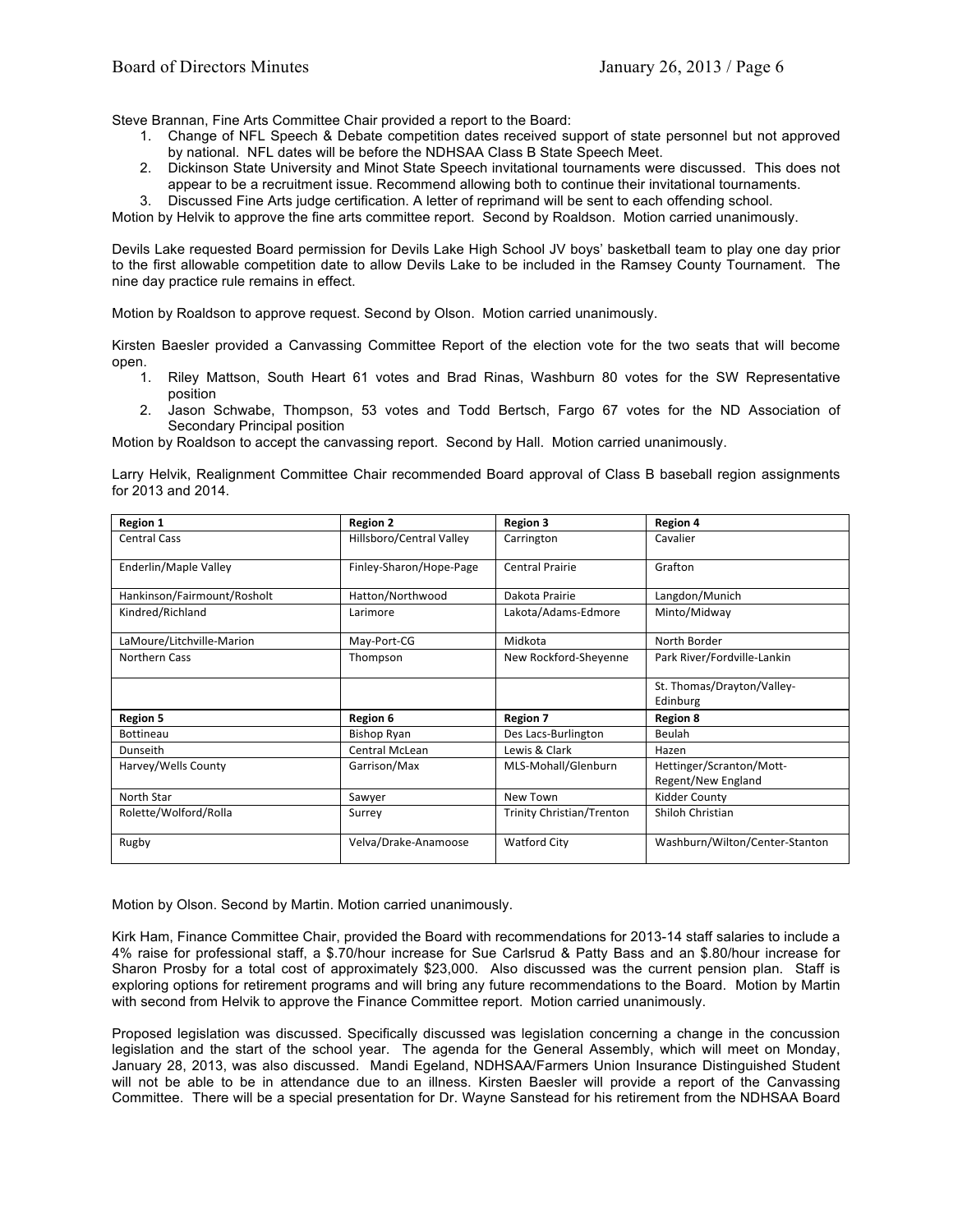Steve Brannan, Fine Arts Committee Chair provided a report to the Board:

1. Change of NFL Speech & Debate competition dates received support of state personnel but not approved by national. NFL dates will be before the NDHSAA Class B State Speech Meet.
2. Dickinson State University and Minot State Speech invitational tournaments were discussed. This does not appear to be a recruitment issue. Recommend allowing both to continue their invitational tournaments.
3. Discussed Fine Arts judge certification. A letter of reprimand will be sent to each offending school.

Motion by Helvik to approve the fine arts committee report. Second by Roaldson. Motion carried unanimously.

Devils Lake requested Board permission for Devils Lake High School JV boys' basketball team to play one day prior to the first allowable competition date to allow Devils Lake to be included in the Ramsey County Tournament. The nine day practice rule remains in effect.

Motion by Roaldson to approve request. Second by Olson. Motion carried unanimously.

Kirsten Baesler provided a Canvassing Committee Report of the election vote for the two seats that will become open.

1. Riley Mattson, South Heart 61 votes and Brad Rinas, Washburn 80 votes for the SW Representative position
2. Jason Schwabe, Thompson, 53 votes and Todd Bertsch, Fargo 67 votes for the ND Association of Secondary Principal position

Motion by Roaldson to accept the canvassing report. Second by Hall. Motion carried unanimously.

Larry Helvik, Realignment Committee Chair recommended Board approval of Class B baseball region assignments for 2013 and 2014.

| **Region 1** | **Region 2** | **Region 3** | **Region 4** |
|---|---|---|---|
| Central Cass | Hillsboro/Central Valley | Carrington | Cavalier |
| Enderlin/Maple Valley | Finley-Sharon/Hope-Page | Central Prairie | Grafton |
| Hankinson/Fairmount/Rosholt | Hatton/Northwood | Dakota Prairie | Langdon/Munich |
| Kindred/Richland | Larimore | Lakota/Adams-Edmore | Minto/Midway |
| LaMoure/Litchville-Marion | May-Port-CG | Midkota | North Border |
| Northern Cass | Thompson | New Rockford-Sheyenne | Park River/Fordville-Lankin |
| | | | St. Thomas/Drayton/Valley-Edinburg |
| **Region 5** | **Region 6** | **Region 7** | **Region 8** |
| Bottineau | Bishop Ryan | Des Lacs-Burlington | Beulah |
| Dunseith | Central McLean | Lewis & Clark | Hazen |
| Harvey/Wells County | Garrison/Max | MLS-Mohall/Glenburn | Hettinger/Scranton/Mott-Regent/New England |
| North Star | Sawyer | New Town | Kidder County |
| Rolette/Wolford/Rolla | Surrey | Trinity Christian/Trenton | Shiloh Christian |
| Rugby | Velva/Drake-Anamoose | Watford City | Washburn/Wilton/Center-Stanton |

Motion by Olson. Second by Martin. Motion carried unanimously.

Kirk Ham, Finance Committee Chair, provided the Board with recommendations for 2013-14 staff salaries to include a 4% raise for professional staff, a $.70/hour increase for Sue Carlsrud & Patty Bass and an $.80/hour increase for Sharon Prosby for a total cost of approximately $23,000. Also discussed was the current pension plan. Staff is exploring options for retirement programs and will bring any future recommendations to the Board. Motion by Martin with second from Helvik to approve the Finance Committee report. Motion carried unanimously.

Proposed legislation was discussed. Specifically discussed was legislation concerning a change in the concussion legislation and the start of the school year. The agenda for the General Assembly, which will meet on Monday, January 28, 2013, was also discussed. Mandi Egeland, NDHSAA/Farmers Union Insurance Distinguished Student will not be able to be in attendance due to an illness. Kirsten Baesler will provide a report of the Canvassing Committee. There will be a special presentation for Dr. Wayne Sanstead for his retirement from the NDHSAA Board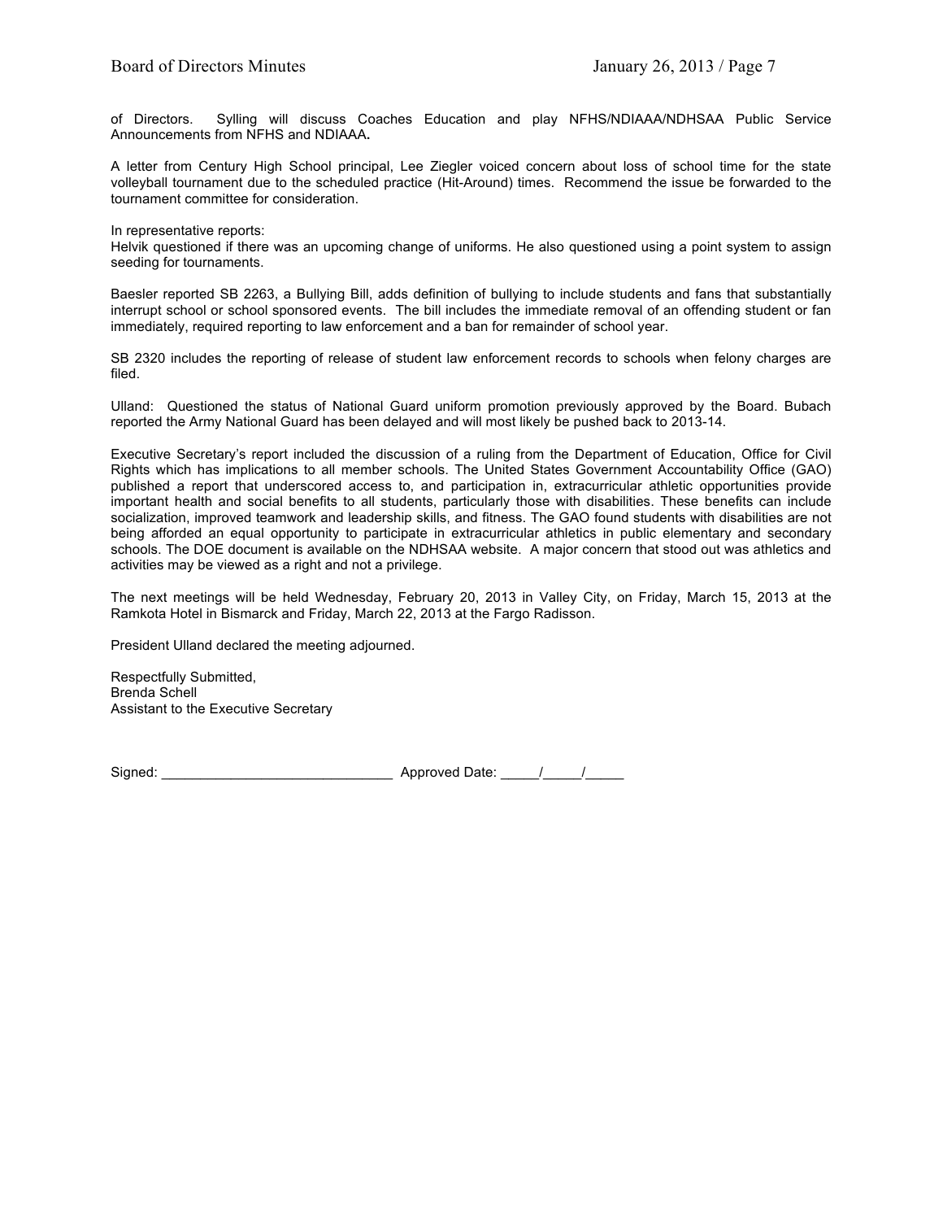of Directors. Sylling will discuss Coaches Education and play NFHS/NDIAAA/NDHSAA Public Service Announcements from NFHS and NDIAAA**.**

A letter from Century High School principal, Lee Ziegler voiced concern about loss of school time for the state volleyball tournament due to the scheduled practice (Hit-Around) times. Recommend the issue be forwarded to the tournament committee for consideration.

In representative reports:
Helvik questioned if there was an upcoming change of uniforms. He also questioned using a point system to assign seeding for tournaments.

Baesler reported SB 2263, a Bullying Bill, adds definition of bullying to include students and fans that substantially interrupt school or school sponsored events. The bill includes the immediate removal of an offending student or fan immediately, required reporting to law enforcement and a ban for remainder of school year.

SB 2320 includes the reporting of release of student law enforcement records to schools when felony charges are filed.

Ulland: Questioned the status of National Guard uniform promotion previously approved by the Board. Bubach reported the Army National Guard has been delayed and will most likely be pushed back to 2013-14.

Executive Secretary's report included the discussion of a ruling from the Department of Education, Office for Civil Rights which has implications to all member schools. The United States Government Accountability Office (GAO) published a report that underscored access to, and participation in, extracurricular athletic opportunities provide important health and social benefits to all students, particularly those with disabilities. These benefits can include socialization, improved teamwork and leadership skills, and fitness. The GAO found students with disabilities are not being afforded an equal opportunity to participate in extracurricular athletics in public elementary and secondary schools. The DOE document is available on the NDHSAA website. A major concern that stood out was athletics and activities may be viewed as a right and not a privilege.

The next meetings will be held Wednesday, February 20, 2013 in Valley City, on Friday, March 15, 2013 at the Ramkota Hotel in Bismarck and Friday, March 22, 2013 at the Fargo Radisson.

President Ulland declared the meeting adjourned.

Respectfully Submitted,
Brenda Schell
Assistant to the Executive Secretary

Signed: ______________________________ Approved Date: _____/_____/_____